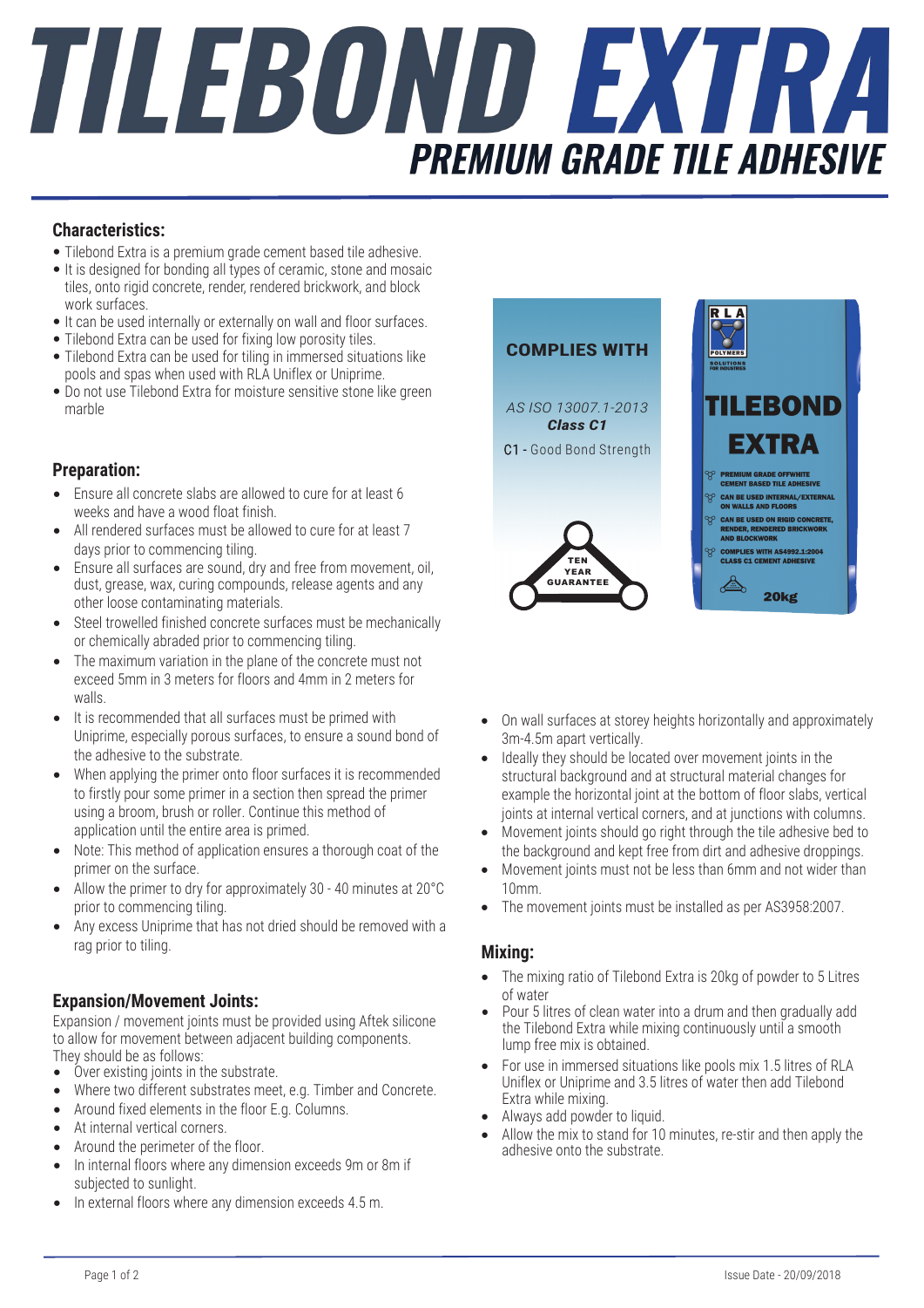# TILEBOND EXTRA

## PREMIUM GRADE TILE ADHESIVE

### Characteristics:

- Tilebond Extra is a premium grade cement based tile adhesive.
- It is designed for bonding all types of ceramic, stone and mosaic tiles, onto rigid concrete, render, rendered brickwork, and block work surfaces.
- It can be used internally or externally on wall and floor surfaces.
- Tilebond Extra can be used for fixing low porosity tiles.
- Tilebond Extra can be used for tiling in immersed situations like pools and spas when used with RLA Uniflex or Uniprime.
- Do not use Tilebond Extra for moisture sensitive stone like green marble

### Preparation:

- Ensure all concrete slabs are allowed to cure for at least 6 weeks and have a wood float finish.
- All rendered surfaces must be allowed to cure for at least 7 days prior to commencing tiling.
- Ensure all surfaces are sound, dry and free from movement, oil, dust, grease, wax, curing compounds, release agents and any other loose contaminating materials.
- Steel trowelled finished concrete surfaces must be mechanically or chemically abraded prior to commencing tiling.
- The maximum variation in the plane of the concrete must not exceed 5mm in 3 meters for floors and 4mm in 2 meters for walls.
- It is recommended that all surfaces must be primed with Uniprime, especially porous surfaces, to ensure a sound bond of the adhesive to the substrate.
- When applying the primer onto floor surfaces it is recommended to firstly pour some primer in a section then spread the primer using a broom, brush or roller. Continue this method of application until the entire area is primed.
- Note: This method of application ensures a thorough coat of the primer on the surface.
- Allow the primer to dry for approximately 30 - 40 minutes at 20°C prior to commencing tiling.
- Any excess Uniprime that has not dried should be removed with a rag prior to tiling.

### Expansion/Movement Joints:

Expansion / movement joints must be provided using Aftek silicone to allow for movement between adjacent building components. They should be as follows:

- Over existing joints in the substrate.
- Where two different substrates meet, e.g. Timber and Concrete.
- Around fixed elements in the floor E.g. Columns.
- At internal vertical corners.
- Around the perimeter of the floor.
- In internal floors where any dimension exceeds 9m or 8m if subjected to sunlight.
- In external floors where any dimension exceeds 4.5 m.

**COMPLIES WITH**

*AS ISO 13007.1-2013*
***Class C1***

C1 - Good Bond Strength

TEN YEAR GUARANTEE

RLA POLYMERS SOLUTIONS FOR INDUSTRIES

TILEBOND EXTRA

- PREMIUM GRADE OFFWHITE CEMENT BASED TILE ADHESIVE
- CAN BE USED INTERNAL/EXTERNAL ON WALLS AND FLOORS
- CAN BE USED ON RIGID CONCRETE, RENDER, RENDERED BRICKWORK AND BLOCKWORK
- COMPLIES WITH AS4992.1:2004 CLASS C1 CEMENT ADHESIVE

20kg

- On wall surfaces at storey heights horizontally and approximately 3m-4.5m apart vertically.
- Ideally they should be located over movement joints in the structural background and at structural material changes for example the horizontal joint at the bottom of floor slabs, vertical joints at internal vertical corners, and at junctions with columns.
- Movement joints should go right through the tile adhesive bed to the background and kept free from dirt and adhesive droppings.
- Movement joints must not be less than 6mm and not wider than 10mm.
- The movement joints must be installed as per AS3958:2007.

### Mixing:

- The mixing ratio of Tilebond Extra is 20kg of powder to 5 Litres of water
- Pour 5 litres of clean water into a drum and then gradually add the Tilebond Extra while mixing continuously until a smooth lump free mix is obtained.
- For use in immersed situations like pools mix 1.5 litres of RLA Uniflex or Uniprime and 3.5 litres of water then add Tilebond Extra while mixing.
- Always add powder to liquid.
- Allow the mix to stand for 10 minutes, re-stir and then apply the adhesive onto the substrate.

Issue Date - 20/09/2018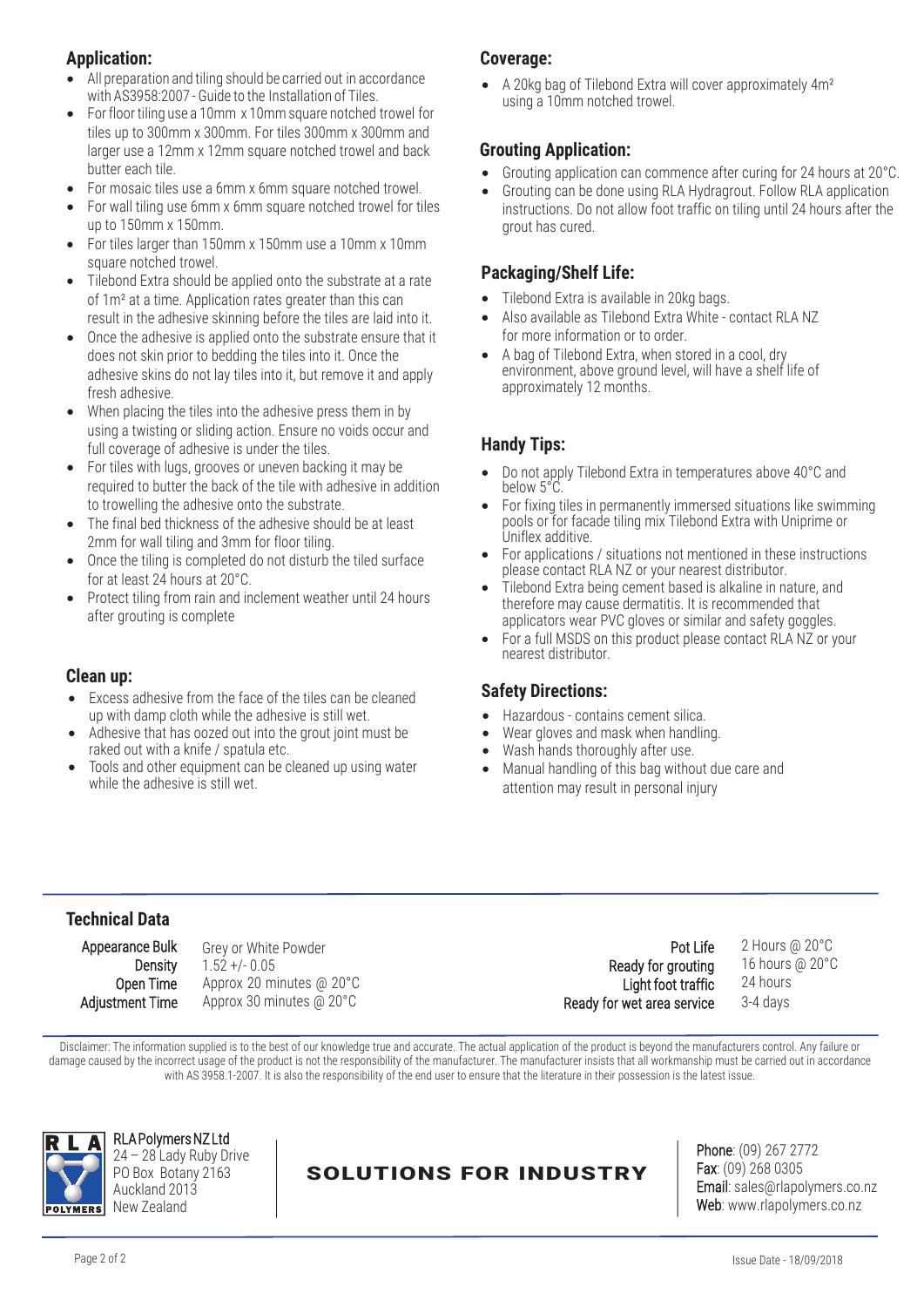## Application:

- All preparation and tiling should be carried out in accordance with AS3958:2007 - Guide to the Installation of Tiles.
- For floor tiling use a 10mm x 10mm square notched trowel for tiles up to 300mm x 300mm. For tiles 300mm x 300mm and larger use a 12mm x 12mm square notched trowel and back butter each tile.
- For mosaic tiles use a 6mm x 6mm square notched trowel.
- For wall tiling use 6mm x 6mm square notched trowel for tiles up to 150mm x 150mm.
- For tiles larger than 150mm x 150mm use a 10mm x 10mm square notched trowel.
- Tilebond Extra should be applied onto the substrate at a rate of 1m² at a time. Application rates greater than this can result in the adhesive skinning before the tiles are laid into it.
- Once the adhesive is applied onto the substrate ensure that it does not skin prior to bedding the tiles into it. Once the adhesive skins do not lay tiles into it, but remove it and apply fresh adhesive.
- When placing the tiles into the adhesive press them in by using a twisting or sliding action. Ensure no voids occur and full coverage of adhesive is under the tiles.
- For tiles with lugs, grooves or uneven backing it may be required to butter the back of the tile with adhesive in addition to trowelling the adhesive onto the substrate.
- The final bed thickness of the adhesive should be at least 2mm for wall tiling and 3mm for floor tiling.
- Once the tiling is completed do not disturb the tiled surface for at least 24 hours at 20°C.
- Protect tiling from rain and inclement weather until 24 hours after grouting is complete

## Clean up:

- Excess adhesive from the face of the tiles can be cleaned up with damp cloth while the adhesive is still wet.
- Adhesive that has oozed out into the grout joint must be raked out with a knife / spatula etc.
- Tools and other equipment can be cleaned up using water while the adhesive is still wet.

## Coverage:

- A 20kg bag of Tilebond Extra will cover approximately 4m² using a 10mm notched trowel.

## Grouting Application:

- Grouting application can commence after curing for 24 hours at 20°C.
- Grouting can be done using RLA Hydragrout. Follow RLA application instructions. Do not allow foot traffic on tiling until 24 hours after the grout has cured.

## Packaging/Shelf Life:

- Tilebond Extra is available in 20kg bags.
- Also available as Tilebond Extra White - contact RLA NZ for more information or to order.
- A bag of Tilebond Extra, when stored in a cool, dry environment, above ground level, will have a shelf life of approximately 12 months.

## Handy Tips:

- Do not apply Tilebond Extra in temperatures above 40°C and below 5°C.
- For fixing tiles in permanently immersed situations like swimming pools or for facade tiling mix Tilebond Extra with Uniprime or Uniflex additive.
- For applications / situations not mentioned in these instructions please contact RLA NZ or your nearest distributor.
- Tilebond Extra being cement based is alkaline in nature, and therefore may cause dermatitis. It is recommended that applicators wear PVC gloves or similar and safety goggles.
- For a full MSDS on this product please contact RLA NZ or your nearest distributor.

## Safety Directions:

- Hazardous - contains cement silica.
- Wear gloves and mask when handling.
- Wash hands thoroughly after use.
- Manual handling of this bag without due care and attention may result in personal injury

## Technical Data

| | | | |
|---|---|---|---|
| Appearance Bulk | Grey or White Powder | Pot Life | 2 Hours @ 20°C |
| Density | 1.52 +/- 0.05 | Ready for grouting | 16 hours @ 20°C |
| Open Time | Approx 20 minutes @ 20°C | Light foot traffic | 24 hours |
| Adjustment Time | Approx 30 minutes @ 20°C | Ready for wet area service | 3-4 days |

Disclaimer: The information supplied is to the best of our knowledge true and accurate. The actual application of the product is beyond the manufacturers control. Any failure or damage caused by the incorrect usage of the product is not the responsibility of the manufacturer. The manufacturer insists that all workmanship must be carried out in accordance with AS 3958.1-2007. It is also the responsibility of the end user to ensure that the literature in their possession is the latest issue.

RLA Polymers NZ Ltd
24 – 28 Lady Ruby Drive
PO Box Botany 2163
Auckland 2013
New Zealand

SOLUTIONS FOR INDUSTRY

Phone: (09) 267 2772
Fax: (09) 268 0305
Email: sales@rlapolymers.co.nz
Web: www.rlapolymers.co.nz

Issue Date - 18/09/2018